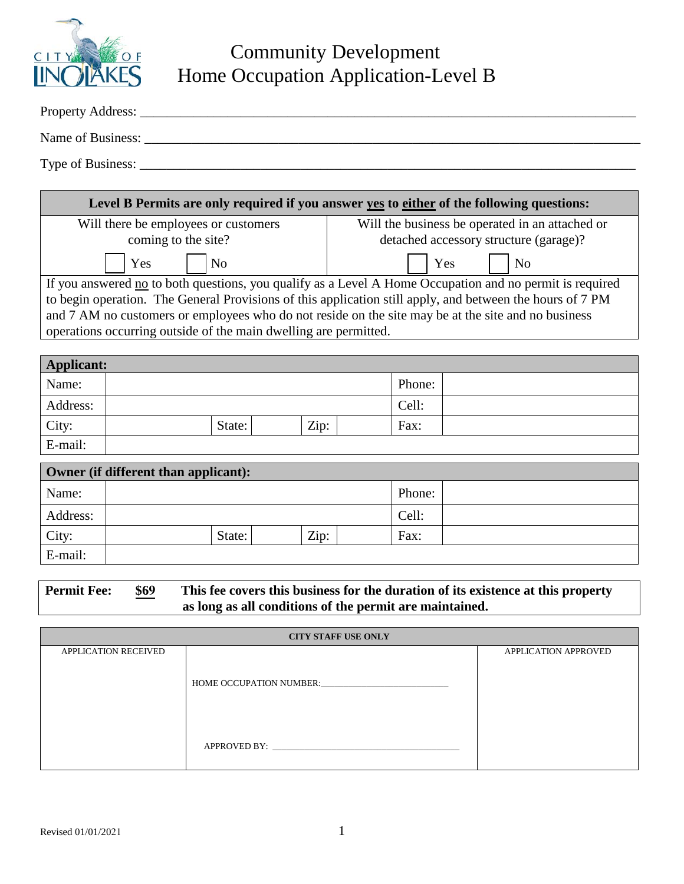# Community Development
## Home Occupation Application-Level B

Property Address: ___________________________________________________________________________

Name of Business: __________________________________________________________________________

Type of Business: ___________________________________________________________________________

| **Level B Permits are only required if you answer yes to either of the following questions:** | |
|---|---|
| Will there be employees or customers coming to the site? | Will the business be operated in an attached or detached accessory structure (garage)? |
| ☐ Yes ☐ No | ☐ Yes ☐ No |
| If you answered no to both questions, you qualify as a Level A Home Occupation and no permit is required to begin operation. The General Provisions of this application still apply, and between the hours of 7 PM and 7 AM no customers or employees who do not reside on the site may be at the site and no business operations occurring outside of the main dwelling are permitted. | |

| **Applicant:** | | | | | | | |
|---|---|---|---|---|---|---|---|
| Name: | | | | | | Phone: | |
| Address: | | | | | | Cell: | |
| City: | | State: | | Zip: | | Fax: | |
| E-mail: | | | | | | | |

| **Owner (if different than applicant):** | | | | | | | |
|---|---|---|---|---|---|---|---|
| Name: | | | | | | Phone: | |
| Address: | | | | | | Cell: | |
| City: | | State: | | Zip: | | Fax: | |
| E-mail: | | | | | | | |

| **Permit Fee:** | **$69** | **This fee covers this business for the duration of its existence at this property as long as all conditions of the permit are maintained.** |
|---|---|---|

| CITY STAFF USE ONLY | | |
|---|---|---|
| APPLICATION RECEIVED | HOME OCCUPATION NUMBER:___________________________<br><br>APPROVED BY: ________________________________________ | APPLICATION APPROVED |

Revised 01/01/2021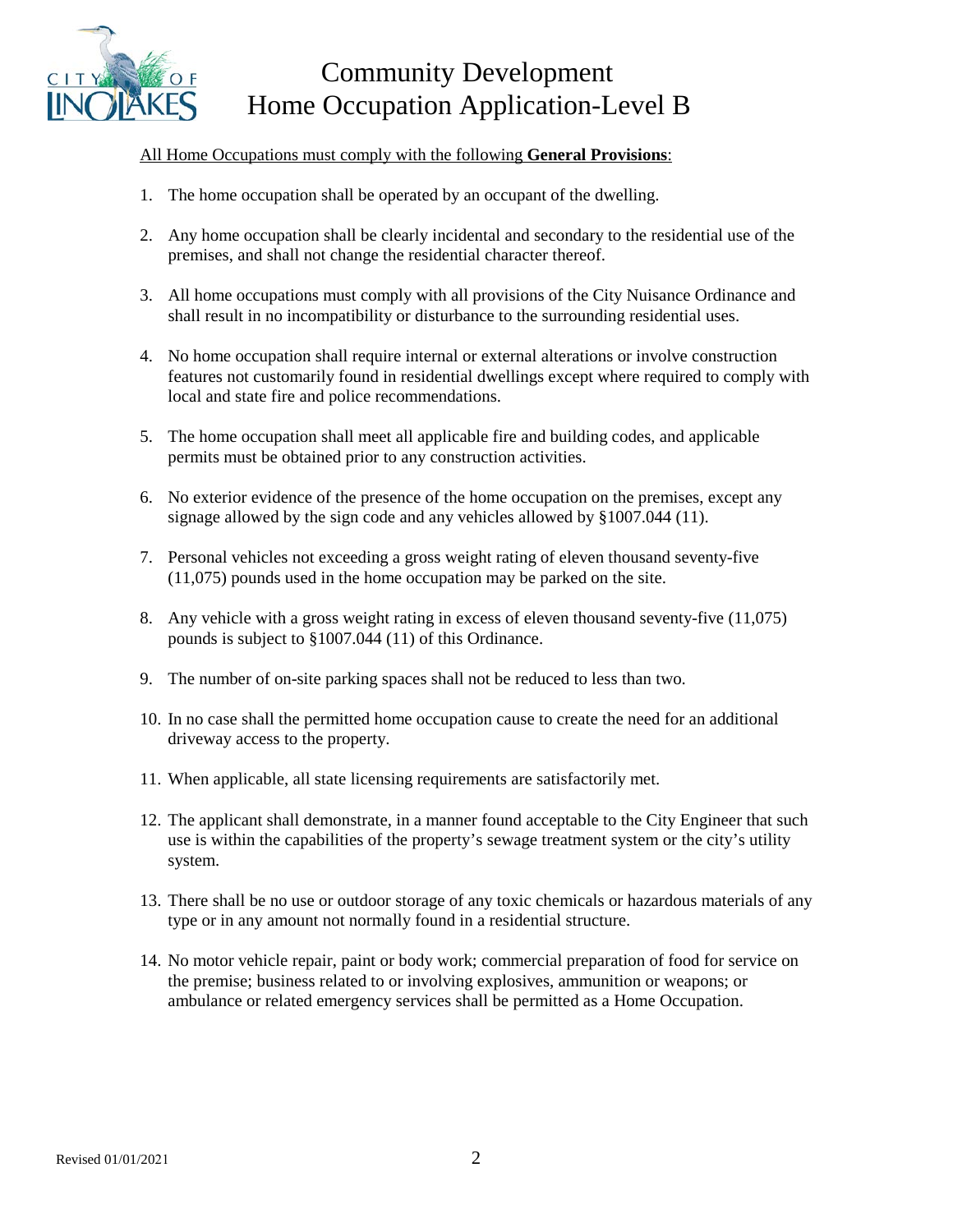# Community Development
# Home Occupation Application-Level B

All Home Occupations must comply with the following **General Provisions**:

1. The home occupation shall be operated by an occupant of the dwelling.

2. Any home occupation shall be clearly incidental and secondary to the residential use of the premises, and shall not change the residential character thereof.

3. All home occupations must comply with all provisions of the City Nuisance Ordinance and shall result in no incompatibility or disturbance to the surrounding residential uses.

4. No home occupation shall require internal or external alterations or involve construction features not customarily found in residential dwellings except where required to comply with local and state fire and police recommendations.

5. The home occupation shall meet all applicable fire and building codes, and applicable permits must be obtained prior to any construction activities.

6. No exterior evidence of the presence of the home occupation on the premises, except any signage allowed by the sign code and any vehicles allowed by §1007.044 (11).

7. Personal vehicles not exceeding a gross weight rating of eleven thousand seventy-five (11,075) pounds used in the home occupation may be parked on the site.

8. Any vehicle with a gross weight rating in excess of eleven thousand seventy-five (11,075) pounds is subject to §1007.044 (11) of this Ordinance.

9. The number of on-site parking spaces shall not be reduced to less than two.

10. In no case shall the permitted home occupation cause to create the need for an additional driveway access to the property.

11. When applicable, all state licensing requirements are satisfactorily met.

12. The applicant shall demonstrate, in a manner found acceptable to the City Engineer that such use is within the capabilities of the property's sewage treatment system or the city's utility system.

13. There shall be no use or outdoor storage of any toxic chemicals or hazardous materials of any type or in any amount not normally found in a residential structure.

14. No motor vehicle repair, paint or body work; commercial preparation of food for service on the premise; business related to or involving explosives, ammunition or weapons; or ambulance or related emergency services shall be permitted as a Home Occupation.

Revised 01/01/2021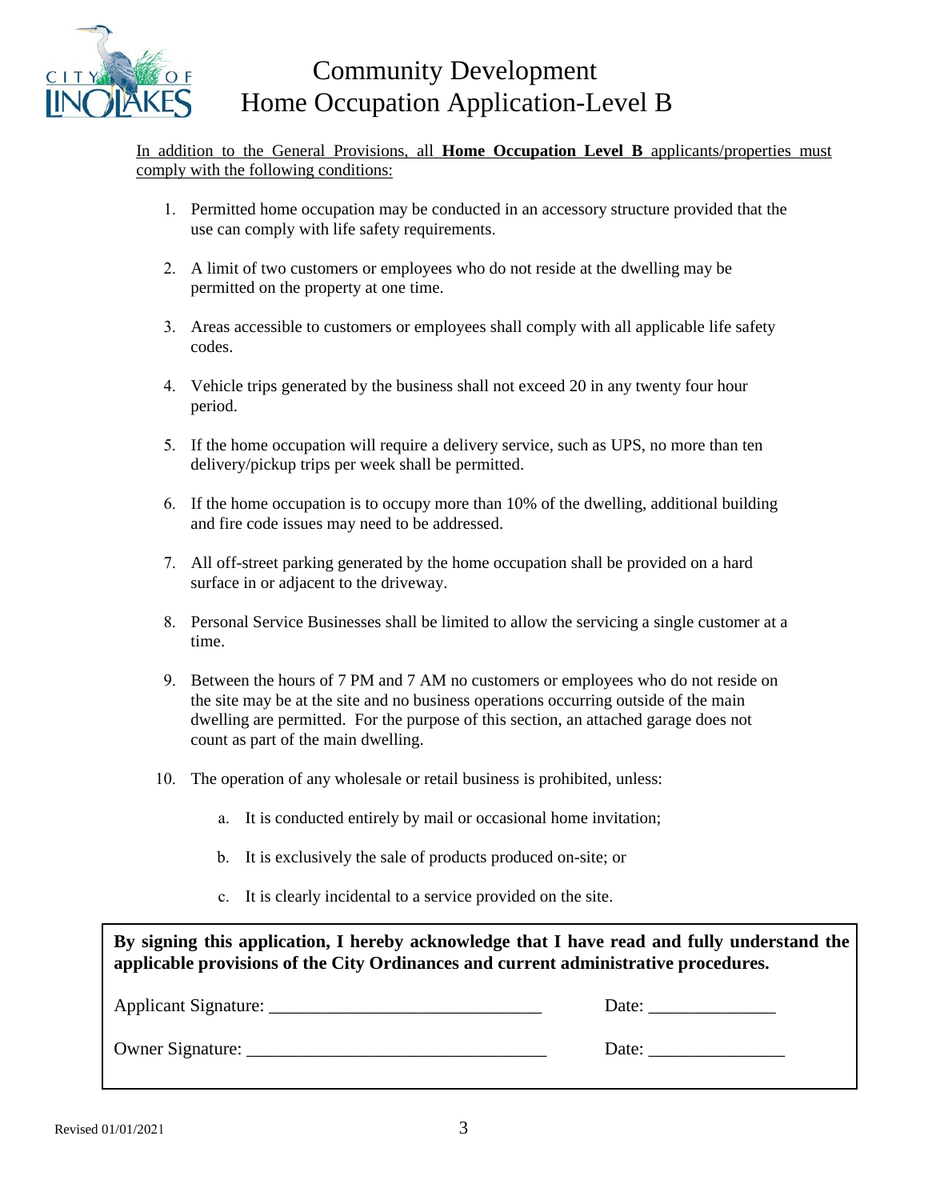# Community Development
# Home Occupation Application-Level B

In addition to the General Provisions, all **Home Occupation Level B** applicants/properties must comply with the following conditions:

1. Permitted home occupation may be conducted in an accessory structure provided that the use can comply with life safety requirements.
2. A limit of two customers or employees who do not reside at the dwelling may be permitted on the property at one time.
3. Areas accessible to customers or employees shall comply with all applicable life safety codes.
4. Vehicle trips generated by the business shall not exceed 20 in any twenty four hour period.
5. If the home occupation will require a delivery service, such as UPS, no more than ten delivery/pickup trips per week shall be permitted.
6. If the home occupation is to occupy more than 10% of the dwelling, additional building and fire code issues may need to be addressed.
7. All off-street parking generated by the home occupation shall be provided on a hard surface in or adjacent to the driveway.
8. Personal Service Businesses shall be limited to allow the servicing a single customer at a time.
9. Between the hours of 7 PM and 7 AM no customers or employees who do not reside on the site may be at the site and no business operations occurring outside of the main dwelling are permitted. For the purpose of this section, an attached garage does not count as part of the main dwelling.
10. The operation of any wholesale or retail business is prohibited, unless:
    a. It is conducted entirely by mail or occasional home invitation;
    b. It is exclusively the sale of products produced on-site; or
    c. It is clearly incidental to a service provided on the site.

**By signing this application, I hereby acknowledge that I have read and fully understand the applicable provisions of the City Ordinances and current administrative procedures.**

Applicant Signature: ______________________________ Date: ______________

Owner Signature: _________________________________ Date: _______________

Revised 01/01/2021